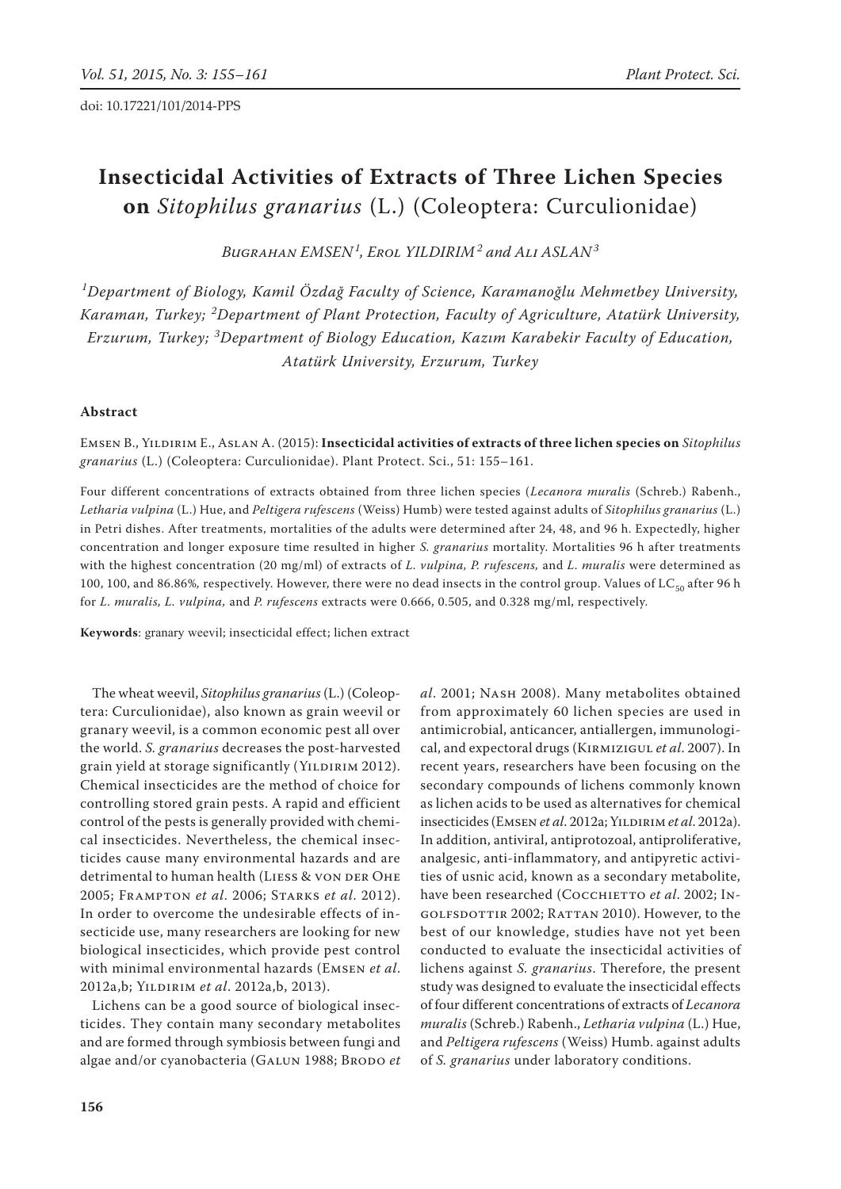doi: 10.17221/101/2014-PPS

# Insecticidal Activities of Extracts of Three Lichen Species on *Sitophilus granarius* (L.) (Coleoptera: Curculionidae)

Bugrahan EMSEN[1], Erol YILDIRIM[2] and Ali ASLAN[3]

[1]Department of Biology, Kamil Özdağ Faculty of Science, Karamanoğlu Mehmetbey University, Karaman, Turkey; [2]Department of Plant Protection, Faculty of Agriculture, Atatürk University, Erzurum, Turkey; [3]Department of Biology Education, Kazım Karabekir Faculty of Education, Atatürk University, Erzurum, Turkey

## Abstract

Emsen B., Yildirim E., Aslan A. (2015): **Insecticidal activities of extracts of three lichen species on *Sitophilus granarius* (L.) (Coleoptera: Curculionidae).** Plant Protect. Sci., 51: 155–161.

Four different concentrations of extracts obtained from three lichen species (*Lecanora muralis* (Schreb.) Rabenh., *Letharia vulpina* (L.) Hue, and *Peltigera rufescens* (Weiss) Humb) were tested against adults of *Sitophilus granarius* (L.) in Petri dishes. After treatments, mortalities of the adults were determined after 24, 48, and 96 h. Expectedly, higher concentration and longer exposure time resulted in higher *S. granarius* mortality. Mortalities 96 h after treatments with the highest concentration (20 mg/ml) of extracts of *L. vulpina, P. rufescens,* and *L. muralis* were determined as 100, 100, and 86.86%, respectively. However, there were no dead insects in the control group. Values of $LC_{50}$ after 96 h for *L. muralis, L. vulpina,* and *P. rufescens* extracts were 0.666, 0.505, and 0.328 mg/ml, respectively.

**Keywords**: granary weevil; insecticidal effect; lichen extract

The wheat weevil, *Sitophilus granarius* (L.) (Coleoptera: Curculionidae), also known as grain weevil or granary weevil, is a common economic pest all over the world. *S. granarius* decreases the post-harvested grain yield at storage significantly (Yildirim 2012). Chemical insecticides are the method of choice for controlling stored grain pests. A rapid and efficient control of the pests is generally provided with chemical insecticides. Nevertheless, the chemical insecticides cause many environmental hazards and are detrimental to human health (Liess & von der Ohe 2005; Frampton *et al*. 2006; Starks *et al*. 2012). In order to overcome the undesirable effects of insecticide use, many researchers are looking for new biological insecticides, which provide pest control with minimal environmental hazards (Emsen *et al*. 2012a,b; Yildirim *et al*. 2012a,b, 2013).

Lichens can be a good source of biological insecticides. They contain many secondary metabolites and are formed through symbiosis between fungi and algae and/or cyanobacteria (Galun 1988; Brodo *et al*. 2001; Nash 2008). Many metabolites obtained from approximately 60 lichen species are used in antimicrobial, anticancer, antiallergen, immunological, and expectoral drugs (Kirmizigul *et al.* 2007). In recent years, researchers have been focusing on the secondary compounds of lichens commonly known as lichen acids to be used as alternatives for chemical insecticides (Emsen *et al.* 2012a; Yildirim *et al.* 2012a). In addition, antiviral, antiprotozoal, antiproliferative, analgesic, anti-inflammatory, and antipyretic activities of usnic acid, known as a secondary metabolite, have been researched (Cocchietto *et al.* 2002; Ingolfsdottir 2002; Rattan 2010). However, to the best of our knowledge, studies have not yet been conducted to evaluate the insecticidal activities of lichens against *S. granarius*. Therefore, the present study was designed to evaluate the insecticidal effects of four different concentrations of extracts of *Lecanora muralis* (Schreb.) Rabenh., *Letharia vulpina* (L.) Hue, and *Peltigera rufescens* (Weiss) Humb. against adults of *S. granarius* under laboratory conditions.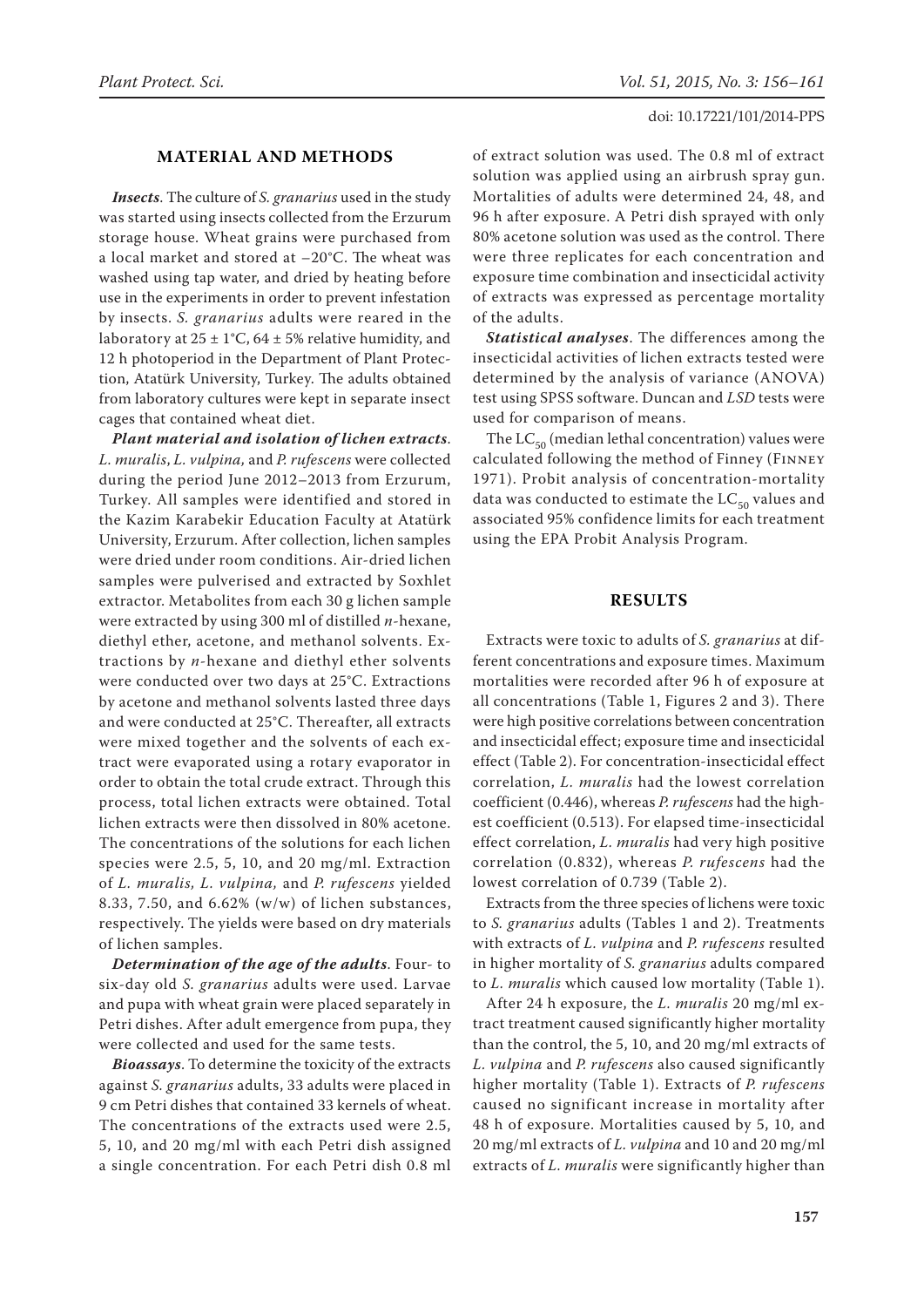## MATERIAL AND METHODS

***Insects***. The culture of *S. granarius* used in the study was started using insects collected from the Erzurum storage house. Wheat grains were purchased from a local market and stored at –20°C. The wheat was washed using tap water, and dried by heating before use in the experiments in order to prevent infestation by insects. *S. granarius* adults were reared in the laboratory at 25 ± 1°C, 64 ± 5% relative humidity, and 12 h photoperiod in the Department of Plant Protection, Atatürk University, Turkey. The adults obtained from laboratory cultures were kept in separate insect cages that contained wheat diet.

***Plant material and isolation of lichen extracts***. *L. muralis*, *L. vulpina,* and *P. rufescens* were collected during the period June 2012–2013 from Erzurum, Turkey. All samples were identified and stored in the Kazim Karabekir Education Faculty at Atatürk University, Erzurum. After collection, lichen samples were dried under room conditions. Air-dried lichen samples were pulverised and extracted by Soxhlet extractor. Metabolites from each 30 g lichen sample were extracted by using 300 ml of distilled *n*-hexane, diethyl ether, acetone, and methanol solvents. Extractions by *n*-hexane and diethyl ether solvents were conducted over two days at 25°C. Extractions by acetone and methanol solvents lasted three days and were conducted at 25°C. Thereafter, all extracts were mixed together and the solvents of each extract were evaporated using a rotary evaporator in order to obtain the total crude extract. Through this process, total lichen extracts were obtained. Total lichen extracts were then dissolved in 80% acetone. The concentrations of the solutions for each lichen species were 2.5, 5, 10, and 20 mg/ml. Extraction of *L. muralis, L. vulpina,* and *P. rufescens* yielded 8.33, 7.50, and 6.62% (w/w) of lichen substances, respectively. The yields were based on dry materials of lichen samples.

***Determination of the age of the adults***. Four- to six-day old *S. granarius* adults were used. Larvae and pupa with wheat grain were placed separately in Petri dishes. After adult emergence from pupa, they were collected and used for the same tests.

***Bioassays***. To determine the toxicity of the extracts against *S. granarius* adults, 33 adults were placed in 9 cm Petri dishes that contained 33 kernels of wheat. The concentrations of the extracts used were 2.5, 5, 10, and 20 mg/ml with each Petri dish assigned a single concentration. For each Petri dish 0.8 ml of extract solution was used. The 0.8 ml of extract solution was applied using an airbrush spray gun. Mortalities of adults were determined 24, 48, and 96 h after exposure. A Petri dish sprayed with only 80% acetone solution was used as the control. There were three replicates for each concentration and exposure time combination and insecticidal activity of extracts was expressed as percentage mortality of the adults.

***Statistical analyses***. The differences among the insecticidal activities of lichen extracts tested were determined by the analysis of variance (ANOVA) test using SPSS software. Duncan and *LSD* tests were used for comparison of means.

The $LC_{50}$ (median lethal concentration) values were calculated following the method of Finney (Finney 1971). Probit analysis of concentration-mortality data was conducted to estimate the $LC_{50}$ values and associated 95% confidence limits for each treatment using the EPA Probit Analysis Program.

## RESULTS

Extracts were toxic to adults of *S. granarius* at different concentrations and exposure times. Maximum mortalities were recorded after 96 h of exposure at all concentrations (Table 1, Figures 2 and 3). There were high positive correlations between concentration and insecticidal effect; exposure time and insecticidal effect (Table 2). For concentration-insecticidal effect correlation, *L. muralis* had the lowest correlation coefficient (0.446), whereas *P. rufescens* had the highest coefficient (0.513). For elapsed time-insecticidal effect correlation, *L. muralis* had very high positive correlation (0.832), whereas *P. rufescens* had the lowest correlation of 0.739 (Table 2).

Extracts from the three species of lichens were toxic to *S. granarius* adults (Tables 1 and 2). Treatments with extracts of *L. vulpina* and *P. rufescens* resulted in higher mortality of *S. granarius* adults compared to *L. muralis* which caused low mortality (Table 1).

After 24 h exposure, the *L. muralis* 20 mg/ml extract treatment caused significantly higher mortality than the control, the 5, 10, and 20 mg/ml extracts of *L. vulpina* and *P. rufescens* also caused significantly higher mortality (Table 1). Extracts of *P. rufescens* caused no significant increase in mortality after 48 h of exposure. Mortalities caused by 5, 10, and 20 mg/ml extracts of *L. vulpina* and 10 and 20 mg/ml extracts of *L. muralis* were significantly higher than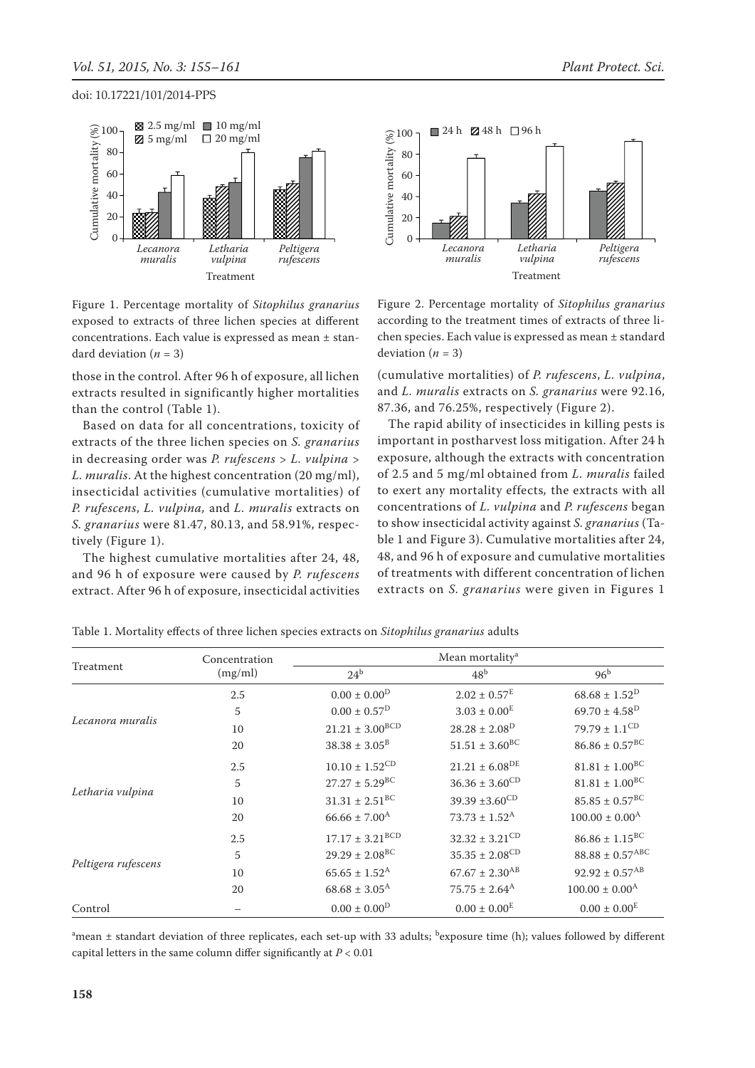Figure 1. Percentage mortality of *Sitophilus granarius* exposed to extracts of three lichen species at different concentrations. Each value is expressed as mean ± standard deviation ($n$ = 3)

Figure 2. Percentage mortality of *Sitophilus granarius* according to the treatment times of extracts of three lichen species. Each value is expressed as mean ± standard deviation ($n$ = 3)

those in the control. After 96 h of exposure, all lichen extracts resulted in significantly higher mortalities than the control (Table 1).

Based on data for all concentrations, toxicity of extracts of the three lichen species on *S. granarius* in decreasing order was *P. rufescens* > *L. vulpina* > *L. muralis*. At the highest concentration (20 mg/ml), insecticidal activities (cumulative mortalities) of *P. rufescens*, *L. vulpina,* and *L. muralis* extracts on *S. granarius* were 81.47, 80.13, and 58.91%, respectively (Figure 1).

The highest cumulative mortalities after 24, 48, and 96 h of exposure were caused by *P. rufescens* extract. After 96 h of exposure, insecticidal activities (cumulative mortalities) of *P. rufescens*, *L. vulpina*, and *L. muralis* extracts on *S. granarius* were 92.16, 87.36, and 76.25%, respectively (Figure 2).

The rapid ability of insecticides in killing pests is important in postharvest loss mitigation. After 24 h exposure, although the extracts with concentration of 2.5 and 5 mg/ml obtained from *L. muralis* failed to exert any mortality effects, the extracts with all concentrations of *L. vulpina* and *P. rufescens* began to show insecticidal activity against *S. granarius* (Table 1 and Figure 3). Cumulative mortalities after 24, 48, and 96 h of exposure and cumulative mortalities of treatments with different concentration of lichen extracts on *S. granarius* were given in Figures 1

Table 1. Mortality effects of three lichen species extracts on *Sitophilus granarius* adults

| Treatment | Concentration (mg/ml) | Mean mortality[a] | | |
|---|---|---|---|---|
| | | 24[b] | 48[b] | 96[b] |
| *Lecanora muralis* | 2.5 | 0.00 ± 0.00[D] | 2.02 ± 0.57[E] | 68.68 ± 1.52[D] |
| | 5 | 0.00 ± 0.57[D] | 3.03 ± 0.00[E] | 69.70 ± 4.58[D] |
| | 10 | 21.21 ± 3.00[BCD] | 28.28 ± 2.08[D] | 79.79 ± 1.1[CD] |
| | 20 | 38.38 ± 3.05[B] | 51.51 ± 3.60[BC] | 86.86 ± 0.57[BC] |
| *Letharia vulpina* | 2.5 | 10.10 ± 1.52[CD] | 21.21 ± 6.08[DE] | 81.81 ± 1.00[BC] |
| | 5 | 27.27 ± 5.29[BC] | 36.36 ± 3.60[CD] | 81.81 ± 1.00[BC] |
| | 10 | 31.31 ± 2.51[BC] | 39.39 ±3.60[CD] | 85.85 ± 0.57[BC] |
| | 20 | 66.66 ± 7.00[A] | 73.73 ± 1.52[A] | 100.00 ± 0.00[A] |
| *Peltigera rufescens* | 2.5 | 17.17 ± 3.21[BCD] | 32.32 ± 3.21[CD] | 86.86 ± 1.15[BC] |
| | 5 | 29.29 ± 2.08[BC] | 35.35 ± 2.08[CD] | 88.88 ± 0.57[ABC] |
| | 10 | 65.65 ± 1.52[A] | 67.67 ± 2.30[AB] | 92.92 ± 0.57[AB] |
| | 20 | 68.68 ± 3.05[A] | 75.75 ± 2.64[A] | 100.00 ± 0.00[A] |
| Control | – | 0.00 ± 0.00[D] | 0.00 ± 0.00[E] | 0.00 ± 0.00[E] |

[a]mean ± standart deviation of three replicates, each set-up with 33 adults; [b]exposure time (h); values followed by different capital letters in the same column differ significantly at $P < 0.01$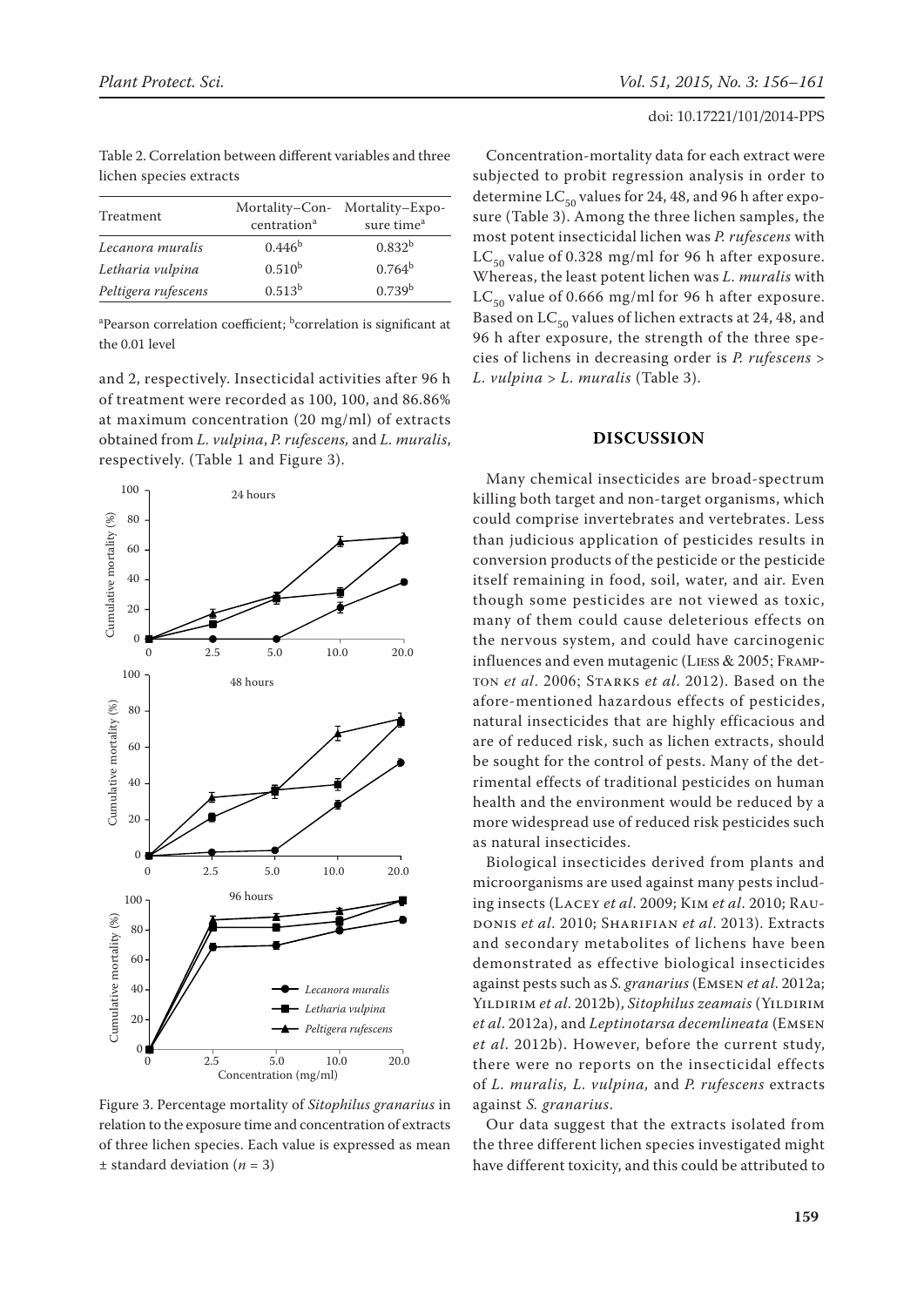Table 2. Correlation between different variables and three lichen species extracts

| Treatment | Mortality–Concentration[a] | Mortality–Exposure time[a] |
|---|---|---|
| *Lecanora muralis* | 0.446[b] | 0.832[b] |
| *Letharia vulpina* | 0.510[b] | 0.764[b] |
| *Peltigera rufescens* | 0.513[b] | 0.739[b] |

[a]Pearson correlation coefficient; [b]correlation is significant at the 0.01 level

and 2, respectively. Insecticidal activities after 96 h of treatment were recorded as 100, 100, and 86.86% at maximum concentration (20 mg/ml) of extracts obtained from *L. vulpina*, *P. rufescens,* and *L. muralis*, respectively. (Table 1 and Figure 3).

Figure 3. Percentage mortality of *Sitophilus granarius* in relation to the exposure time and concentration of extracts of three lichen species. Each value is expressed as mean ± standard deviation ($n$ = 3)

Concentration-mortality data for each extract were subjected to probit regression analysis in order to determine $LC_{50}$ values for 24, 48, and 96 h after exposure (Table 3). Among the three lichen samples, the most potent insecticidal lichen was *P. rufescens* with $LC_{50}$ value of 0.328 mg/ml for 96 h after exposure. Whereas, the least potent lichen was *L. muralis* with $LC_{50}$ value of 0.666 mg/ml for 96 h after exposure. Based on $LC_{50}$ values of lichen extracts at 24, 48, and 96 h after exposure, the strength of the three species of lichens in decreasing order is *P. rufescens* > *L. vulpina* > *L. muralis* (Table 3).

## DISCUSSION

Many chemical insecticides are broad-spectrum killing both target and non-target organisms, which could comprise invertebrates and vertebrates. Less than judicious application of pesticides results in conversion products of the pesticide or the pesticide itself remaining in food, soil, water, and air. Even though some pesticides are not viewed as toxic, many of them could cause deleterious effects on the nervous system, and could have carcinogenic influences and even mutagenic (Liess & 2005; Frampton *et al*. 2006; Starks *et al*. 2012). Based on the afore-mentioned hazardous effects of pesticides, natural insecticides that are highly efficacious and are of reduced risk, such as lichen extracts, should be sought for the control of pests. Many of the detrimental effects of traditional pesticides on human health and the environment would be reduced by a more widespread use of reduced risk pesticides such as natural insecticides.

Biological insecticides derived from plants and microorganisms are used against many pests including insects (Lacey *et al*. 2009; Kim *et al*. 2010; Raudonis *et al*. 2010; Sharifian *et al*. 2013). Extracts and secondary metabolites of lichens have been demonstrated as effective biological insecticides against pests such as *S. granarius* (Emsen *et al*. 2012a; Yildirim *et al*. 2012b), *Sitophilus zeamais* (Yildirim *et al*. 2012a), and *Leptinotarsa decemlineata* (Emsen *et al*. 2012b). However, before the current study, there were no reports on the insecticidal effects of *L. muralis, L. vulpina,* and *P. rufescens* extracts against *S. granarius*.

Our data suggest that the extracts isolated from the three different lichen species investigated might have different toxicity, and this could be attributed to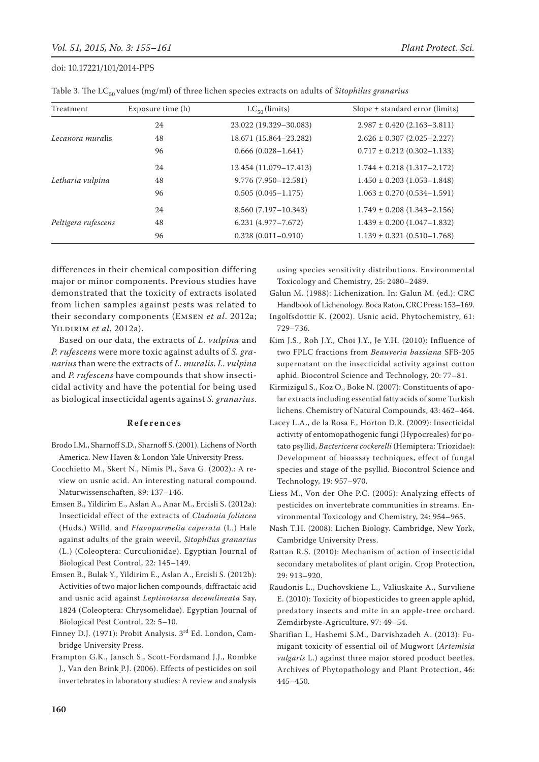Table 3. The $LC_{50}$ values (mg/ml) of three lichen species extracts on adults of *Sitophilus granarius*

| Treatment | Exposure time (h) | $LC_{50}$ (limits) | Slope ± standard error (limits) |
|---|---|---|---|
| | 24 | 23.022 (19.329–30.083) | 2.987 ± 0.420 (2.163–3.811) |
| *Lecanora muralis* | 48 | 18.671 (15.864–23.282) | 2.626 ± 0.307 (2.025–2.227) |
| | 96 | 0.666 (0.028–1.641) | 0.717 ± 0.212 (0.302–1.133) |
| | 24 | 13.454 (11.079–17.413) | 1.744 ± 0.218 (1.317–2.172) |
| *Letharia vulpina* | 48 | 9.776 (7.950–12.581) | 1.450 ± 0.203 (1.053–1.848) |
| | 96 | 0.505 (0.045–1.175) | 1.063 ± 0.270 (0.534–1.591) |
| | 24 | 8.560 (7.197–10.343) | 1.749 ± 0.208 (1.343–2.156) |
| *Peltigera rufescens* | 48 | 6.231 (4.977–7.672) | 1.439 ± 0.200 (1.047–1.832) |
| | 96 | 0.328 (0.011–0.910) | 1.139 ± 0.321 (0.510–1.768) |

differences in their chemical composition differing major or minor components. Previous studies have demonstrated that the toxicity of extracts isolated from lichen samples against pests was related to their secondary components (Emsen *et al*. 2012a; Yildirim *et al*. 2012a).

Based on our data, the extracts of *L. vulpina* and *P. rufescens* were more toxic against adults of *S. granarius* than were the extracts of *L. muralis*. *L. vulpina* and *P. rufescens* have compounds that show insecticidal activity and have the potential for being used as biological insecticidal agents against *S. granarius*.

## References

Brodo I.M., Sharnoff S.D., Sharnoff S. (2001). Lichens of North America. New Haven & London Yale University Press.

Cocchietto M., Skert N., Nimis Pl., Sava G. (2002).: A review on usnic acid. An interesting natural compound. Naturwissenschaften, 89: 137–146.

Emsen B., Yildirim E., Aslan A., Anar M., Ercisli S. (2012a): Insecticidal effect of the extracts of *Cladonia foliacea* (Huds.) Willd. and *Flavoparmelia caperata* (L.) Hale against adults of the grain weevil, *Sitophilus granarius* (L.) (Coleoptera: Curculionidae). Egyptian Journal of Biological Pest Control, 22: 145–149.

Emsen B., Bulak Y., Yildirim E., Aslan A., Ercisli S. (2012b): Activities of two major lichen compounds, diffractaic acid and usnic acid against *Leptinotarsa decemlineata* Say, 1824 (Coleoptera: Chrysomelidae). Egyptian Journal of Biological Pest Control, 22: 5–10.

Finney D.J. (1971): Probit Analysis. 3rd Ed. London, Cambridge University Press.

Frampton G.K., Jansch S., Scott-Fordsmand J.J., Rombke J., Van den Brink P.J. (2006). Effects of pesticides on soil invertebrates in laboratory studies: A review and analysis using species sensitivity distributions. Environmental Toxicology and Chemistry, 25: 2480–2489.

Galun M. (1988): Lichenization. In: Galun M. (ed.): CRC Handbook of Lichenology. Boca Raton, CRC Press: 153–169.

Ingolfsdottir K. (2002). Usnic acid. Phytochemistry, 61: 729–736.

Kim J.S., Roh J.Y., Choi J.Y., Je Y.H. (2010): Influence of two FPLC fractions from *Beauveria bassiana* SFB-205 supernatant on the insecticidal activity against cotton aphid. Biocontrol Science and Technology, 20: 77–81.

Kirmizigul S., Koz O., Boke N. (2007): Constituents of apolar extracts including essential fatty acids of some Turkish lichens. Chemistry of Natural Compounds, 43: 462–464.

Lacey L.A., de la Rosa F., Horton D.R. (2009): Insecticidal activity of entomopathogenic fungi (Hypocreales) for potato psyllid, *Bactericera cockerelli* (Hemiptera: Triozidae): Development of bioassay techniques, effect of fungal species and stage of the psyllid. Biocontrol Science and Technology, 19: 957–970.

Liess M., Von der Ohe P.C. (2005): Analyzing effects of pesticides on invertebrate communities in streams. Environmental Toxicology and Chemistry, 24: 954–965.

Nash T.H. (2008): Lichen Biology. Cambridge, New York, Cambridge University Press.

Rattan R.S. (2010): Mechanism of action of insecticidal secondary metabolites of plant origin. Crop Protection, 29: 913–920.

Raudonis L., Duchovskiene L., Valiuskaite A., Surviliene E. (2010): Toxicity of biopesticides to green apple aphid, predatory insects and mite in an apple-tree orchard. Zemdirbyste-Agriculture, 97: 49–54.

Sharifian I., Hashemi S.M., Darvishzadeh A. (2013): Fumigant toxicity of essential oil of Mugwort (*Artemisia vulgaris* L.) against three major stored product beetles. Archives of Phytopathology and Plant Protection, 46: 445–450.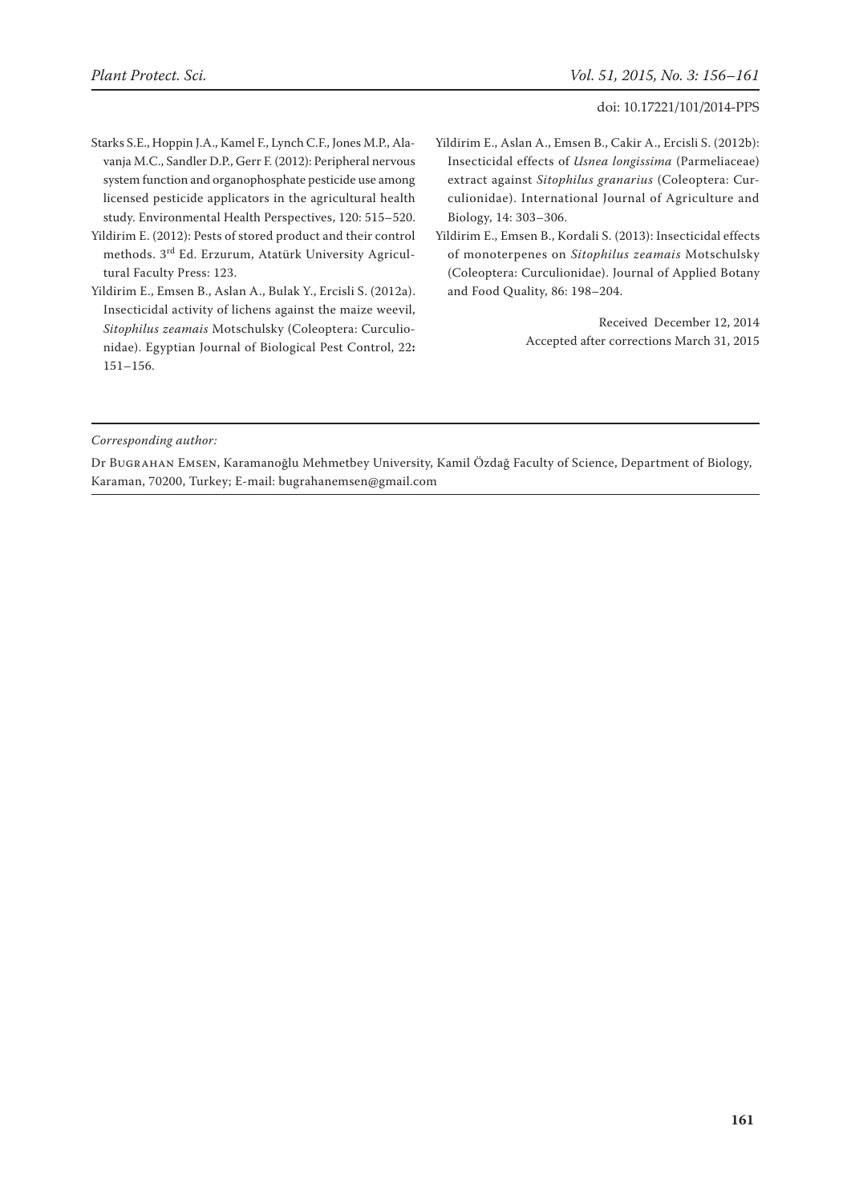Starks S.E., Hoppin J.A., Kamel F., Lynch C.F., Jones M.P., Alavanja M.C., Sandler D.P., Gerr F. (2012): Peripheral nervous system function and organophosphate pesticide use among licensed pesticide applicators in the agricultural health study. Environmental Health Perspectives, 120: 515–520.

Yildirim E. (2012): Pests of stored product and their control methods. 3rd Ed. Erzurum, Atatürk University Agricultural Faculty Press: 123.

Yildirim E., Emsen B., Aslan A., Bulak Y., Ercisli S. (2012a). Insecticidal activity of lichens against the maize weevil, *Sitophilus zeamais* Motschulsky (Coleoptera: Curculionidae). Egyptian Journal of Biological Pest Control, 22**:** 151–156.

Yildirim E., Aslan A., Emsen B., Cakir A., Ercisli S. (2012b): Insecticidal effects of *Usnea longissima* (Parmeliaceae) extract against *Sitophilus granarius* (Coleoptera: Curculionidae). International Journal of Agriculture and Biology, 14: 303–306.

Yildirim E., Emsen B., Kordali S. (2013): Insecticidal effects of monoterpenes on *Sitophilus zeamais* Motschulsky (Coleoptera: Curculionidae). Journal of Applied Botany and Food Quality, 86: 198–204.

Received December 12, 2014
Accepted after corrections March 31, 2015

*Corresponding author:*

Dr Bugrahan Emsen, Karamanoğlu Mehmetbey University, Kamil Özdağ Faculty of Science, Department of Biology, Karaman, 70200, Turkey; E-mail: bugrahanemsen@gmail.com